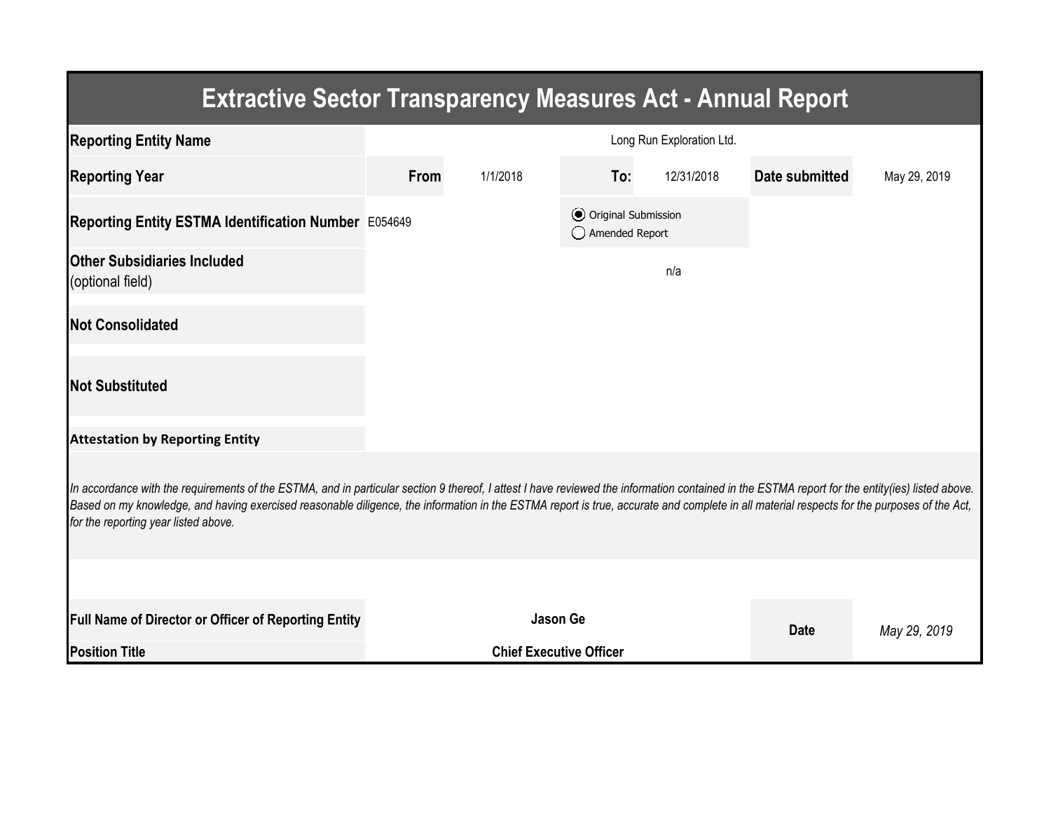# Extractive Sector Transparency Measures Act - Annual Report

| | | | | | | |
|---|---|---|---|---|---|---|
| **Reporting Entity Name** | Long Run Exploration Ltd. | | | | | |
| **Reporting Year** | **From** | 1/1/2018 | **To:** | 12/31/2018 | **Date submitted** | May 29, 2019 |
| **Reporting Entity ESTMA Identification Number** | E054649 | | ◉ Original Submission<br>◯ Amended Report | | | |
| **Other Subsidiaries Included** (optional field) | n/a | | | | | |
| **Not Consolidated** | | | | | | |
| **Not Substituted** | | | | | | |

**Attestation by Reporting Entity**

*In accordance with the requirements of the ESTMA, and in particular section 9 thereof, I attest I have reviewed the information contained in the ESTMA report for the entity(ies) listed above. Based on my knowledge, and having exercised reasonable diligence, the information in the ESTMA report is true, accurate and complete in all material respects for the purposes of the Act, for the reporting year listed above.*

| | | | |
|---|---|---|---|
| **Full Name of Director or Officer of Reporting Entity** | **Jason Ge** | **Date** | *May 29, 2019* |
| **Position Title** | **Chief Executive Officer** | | |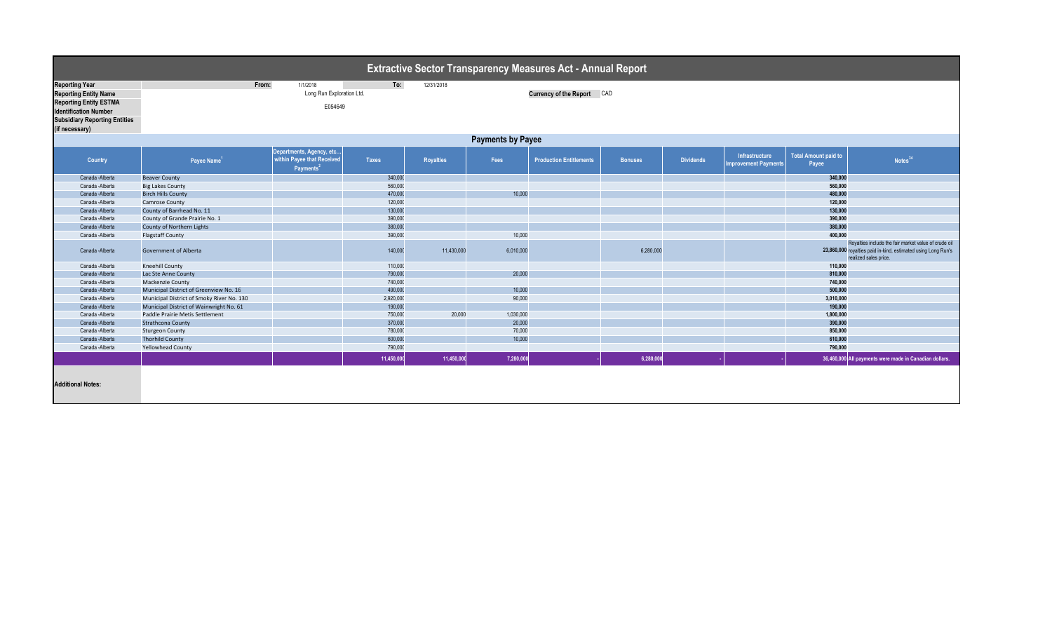# Extractive Sector Transparency Measures Act - Annual Report

| | | | | |
|---|---|---|---|---|
| **Reporting Year** | From: | 1/1/2018 | To: | 12/31/2018 |
| **Reporting Entity Name** | | Long Run Exploration Ltd. | | |
| **Reporting Entity ESTMA Identification Number** | | E054649 | | |
| **Subsidiary Reporting Entities (if necessary)** | | | | |

**Currency of the Report** CAD

## Payments by Payee

| Country | Payee Name[1] | Departments, Agency, etc... within Payee that Received Payments[2] | Taxes | Royalties | Fees | Production Entitlements | Bonuses | Dividends | Infrastructure Improvement Payments | Total Amount paid to Payee | Notes[34] |
|---|---|---|---|---|---|---|---|---|---|---|---|
| Canada -Alberta | Beaver County | | 340,000 | | | | | | | 340,000 | |
| Canada -Alberta | Big Lakes County | | 560,000 | | | | | | | 560,000 | |
| Canada -Alberta | Birch Hills County | | 470,000 | | 10,000 | | | | | 480,000 | |
| Canada -Alberta | Camrose County | | 120,000 | | | | | | | 120,000 | |
| Canada -Alberta | County of Barrhead No. 11 | | 130,000 | | | | | | | 130,000 | |
| Canada -Alberta | County of Grande Prairie No. 1 | | 390,000 | | | | | | | 390,000 | |
| Canada -Alberta | County of Northern Lights | | 380,000 | | | | | | | 380,000 | |
| Canada -Alberta | Flagstaff County | | 390,000 | | 10,000 | | | | | 400,000 | |
| Canada -Alberta | Government of Alberta | | 140,000 | 11,430,000 | 6,010,000 | | 6,280,000 | | | 23,860,000 | Royalties include the fair market value of crude oil royalties paid in-kind, estimated using Long Run's realized sales price. |
| Canada -Alberta | Kneehill County | | 110,000 | | | | | | | 110,000 | |
| Canada -Alberta | Lac Ste Anne County | | 790,000 | | 20,000 | | | | | 810,000 | |
| Canada -Alberta | Mackenzie County | | 740,000 | | | | | | | 740,000 | |
| Canada -Alberta | Municipal District of Greenview No. 16 | | 490,000 | | 10,000 | | | | | 500,000 | |
| Canada -Alberta | Municipal District of Smoky River No. 130 | | 2,920,000 | | 90,000 | | | | | 3,010,000 | |
| Canada -Alberta | Municipal District of Wainwright No. 61 | | 190,000 | | | | | | | 190,000 | |
| Canada -Alberta | Paddle Prairie Metis Settlement | | 750,000 | 20,000 | 1,030,000 | | | | | 1,800,000 | |
| Canada -Alberta | Strathcona County | | 370,000 | | 20,000 | | | | | 390,000 | |
| Canada -Alberta | Sturgeon County | | 780,000 | | 70,000 | | | | | 850,000 | |
| Canada -Alberta | Thorhild County | | 600,000 | | 10,000 | | | | | 610,000 | |
| Canada -Alberta | Yellowhead County | | 790,000 | | | | | | | 790,000 | |
| | | | 11,450,000 | 11,450,000 | 7,280,000 | - | 6,280,000 | - | - | 36,460,000 | All payments were made in Canadian dollars. |

**Additional Notes:**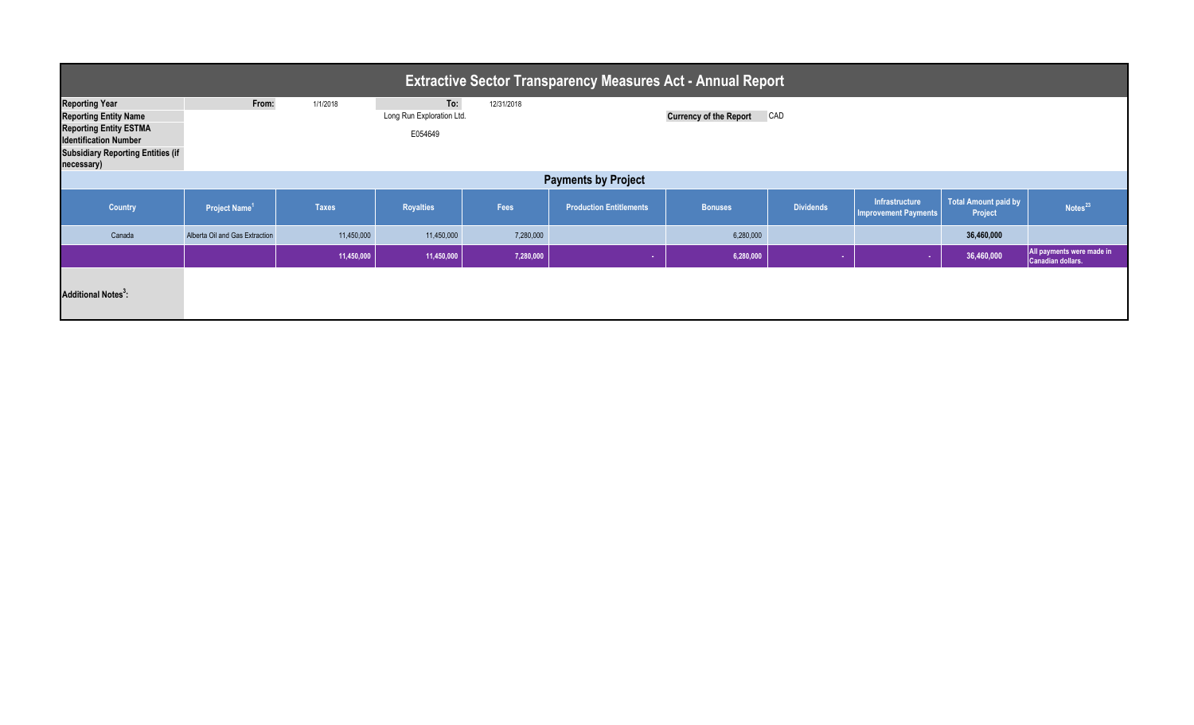# Extractive Sector Transparency Measures Act - Annual Report

| | | | | | |
|---|---|---|---|---|---|
| **Reporting Year** | **From:** | 1/1/2018 | **To:** | 12/31/2018 | |
| **Reporting Entity Name** | | | Long Run Exploration Ltd. | **Currency of the Report** | CAD |
| **Reporting Entity ESTMA Identification Number** | | | E054649 | | |
| **Subsidiary Reporting Entities (if necessary)** | | | | | |

## Payments by Project

| Country | Project Name[1] | Taxes | Royalties | Fees | Production Entitlements | Bonuses | Dividends | Infrastructure Improvement Payments | Total Amount paid by Project | Notes[23] |
|---|---|---|---|---|---|---|---|---|---|---|
| Canada | Alberta Oil and Gas Extraction | 11,450,000 | 11,450,000 | 7,280,000 | | 6,280,000 | | | **36,460,000** | |
| | | **11,450,000** | **11,450,000** | **7,280,000** | - | **6,280,000** | - | - | **36,460,000** | All payments were made in Canadian dollars. |

**Additional Notes[3]:**